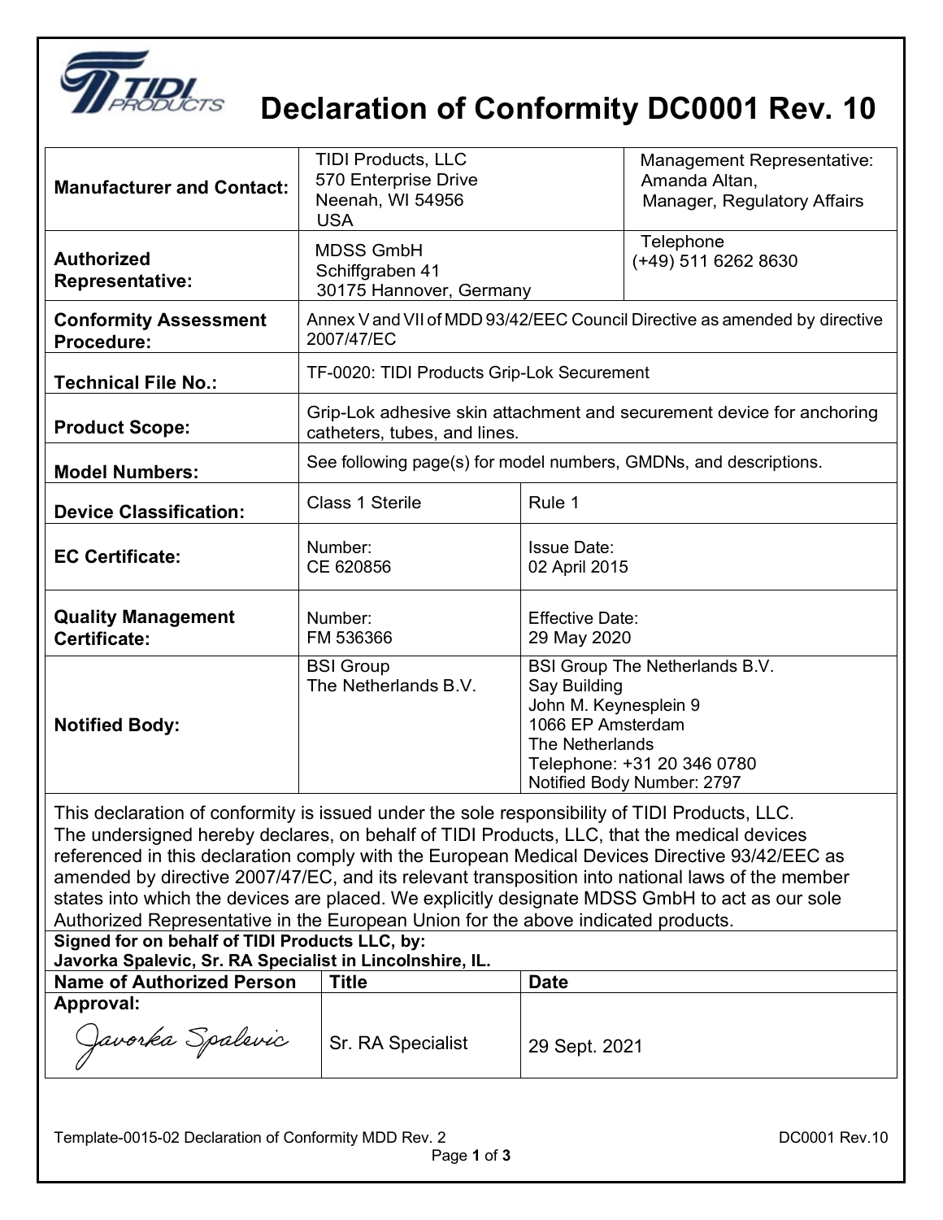# Declaration of Conformity DC0001 Rev. 10

| | | |
|---|---|---|
| **Manufacturer and Contact:** | TIDI Products, LLC<br>570 Enterprise Drive<br>Neenah, WI 54956<br>USA | Management Representative:<br>Amanda Altan,<br>Manager, Regulatory Affairs |
| **Authorized Representative:** | MDSS GmbH<br>Schiffgraben 41<br>30175 Hannover, Germany | Telephone<br>(+49) 511 6262 8630 |
| **Conformity Assessment Procedure:** | Annex V and VII of MDD 93/42/EEC Council Directive as amended by directive 2007/47/EC | |
| **Technical File No.:** | TF-0020: TIDI Products Grip-Lok Securement | |
| **Product Scope:** | Grip-Lok adhesive skin attachment and securement device for anchoring catheters, tubes, and lines. | |
| **Model Numbers:** | See following page(s) for model numbers, GMDNs, and descriptions. | |
| **Device Classification:** | Class 1 Sterile | Rule 1 |
| **EC Certificate:** | Number:<br>CE 620856 | Issue Date:<br>02 April 2015 |
| **Quality Management Certificate:** | Number:<br>FM 536366 | Effective Date:<br>29 May 2020 |
| **Notified Body:** | BSI Group<br>The Netherlands B.V. | BSI Group The Netherlands B.V.<br>Say Building<br>John M. Keynesplein 9<br>1066 EP Amsterdam<br>The Netherlands<br>Telephone: +31 20 346 0780<br>Notified Body Number: 2797 |

This declaration of conformity is issued under the sole responsibility of TIDI Products, LLC. The undersigned hereby declares, on behalf of TIDI Products, LLC, that the medical devices referenced in this declaration comply with the European Medical Devices Directive 93/42/EEC as amended by directive 2007/47/EC, and its relevant transposition into national laws of the member states into which the devices are placed. We explicitly designate MDSS GmbH to act as our sole Authorized Representative in the European Union for the above indicated products.

**Signed for on behalf of TIDI Products LLC, by:**
**Javorka Spalevic, Sr. RA Specialist in Lincolnshire, IL.**

| Name of Authorized Person | Title | Date |
|---|---|---|
| **Approval:**<br>Javorka Spalevic | Sr. RA Specialist | 29 Sept. 2021 |

Template-0015-02 Declaration of Conformity MDD Rev. 2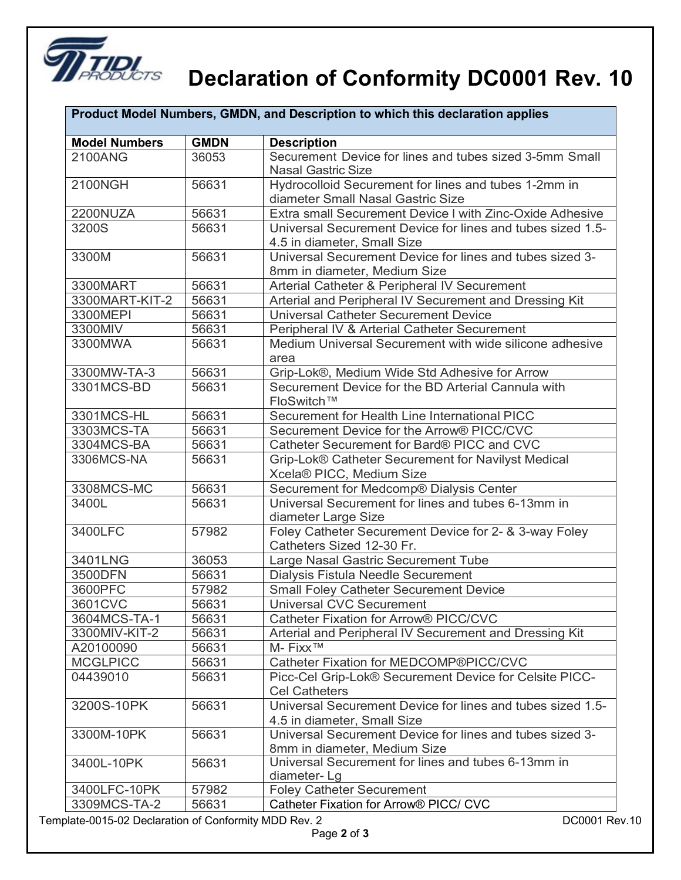# Declaration of Conformity DC0001 Rev. 10

| Product Model Numbers, GMDN, and Description to which this declaration applies | | |
|---|---|---|
| **Model Numbers** | **GMDN** | **Description** |
| 2100ANG | 36053 | Securement Device for lines and tubes sized 3-5mm Small Nasal Gastric Size |
| 2100NGH | 56631 | Hydrocolloid Securement for lines and tubes 1-2mm in diameter Small Nasal Gastric Size |
| 2200NUZA | 56631 | Extra small Securement Device l with Zinc-Oxide Adhesive |
| 3200S | 56631 | Universal Securement Device for lines and tubes sized 1.5-4.5 in diameter, Small Size |
| 3300M | 56631 | Universal Securement Device for lines and tubes sized 3-8mm in diameter, Medium Size |
| 3300MART | 56631 | Arterial Catheter & Peripheral IV Securement |
| 3300MART-KIT-2 | 56631 | Arterial and Peripheral IV Securement and Dressing Kit |
| 3300MEPI | 56631 | Universal Catheter Securement Device |
| 3300MIV | 56631 | Peripheral IV & Arterial Catheter Securement |
| 3300MWA | 56631 | Medium Universal Securement with wide silicone adhesive area |
| 3300MW-TA-3 | 56631 | Grip-Lok®, Medium Wide Std Adhesive for Arrow |
| 3301MCS-BD | 56631 | Securement Device for the BD Arterial Cannula with FloSwitch™ |
| 3301MCS-HL | 56631 | Securement for Health Line International PICC |
| 3303MCS-TA | 56631 | Securement Device for the Arrow® PICC/CVC |
| 3304MCS-BA | 56631 | Catheter Securement for Bard® PICC and CVC |
| 3306MCS-NA | 56631 | Grip-Lok® Catheter Securement for Navilyst Medical Xcela® PICC, Medium Size |
| 3308MCS-MC | 56631 | Securement for Medcomp® Dialysis Center |
| 3400L | 56631 | Universal Securement for lines and tubes 6-13mm in diameter Large Size |
| 3400LFC | 57982 | Foley Catheter Securement Device for 2- & 3-way Foley Catheters Sized 12-30 Fr. |
| 3401LNG | 36053 | Large Nasal Gastric Securement Tube |
| 3500DFN | 56631 | Dialysis Fistula Needle Securement |
| 3600PFC | 57982 | Small Foley Catheter Securement Device |
| 3601CVC | 56631 | Universal CVC Securement |
| 3604MCS-TA-1 | 56631 | Catheter Fixation for Arrow® PICC/CVC |
| 3300MIV-KIT-2 | 56631 | Arterial and Peripheral IV Securement and Dressing Kit |
| A20100090 | 56631 | M- Fixx™ |
| MCGLPICC | 56631 | Catheter Fixation for MEDCOMP®PICC/CVC |
| 04439010 | 56631 | Picc-Cel Grip-Lok® Securement Device for Celsite PICC-Cel Catheters |
| 3200S-10PK | 56631 | Universal Securement Device for lines and tubes sized 1.5-4.5 in diameter, Small Size |
| 3300M-10PK | 56631 | Universal Securement Device for lines and tubes sized 3-8mm in diameter, Medium Size |
| 3400L-10PK | 56631 | Universal Securement for lines and tubes 6-13mm in diameter- Lg |
| 3400LFC-10PK | 57982 | Foley Catheter Securement |
| 3309MCS-TA-2 | 56631 | Catheter Fixation for Arrow® PICC/ CVC |

Template-0015-02 Declaration of Conformity MDD Rev. 2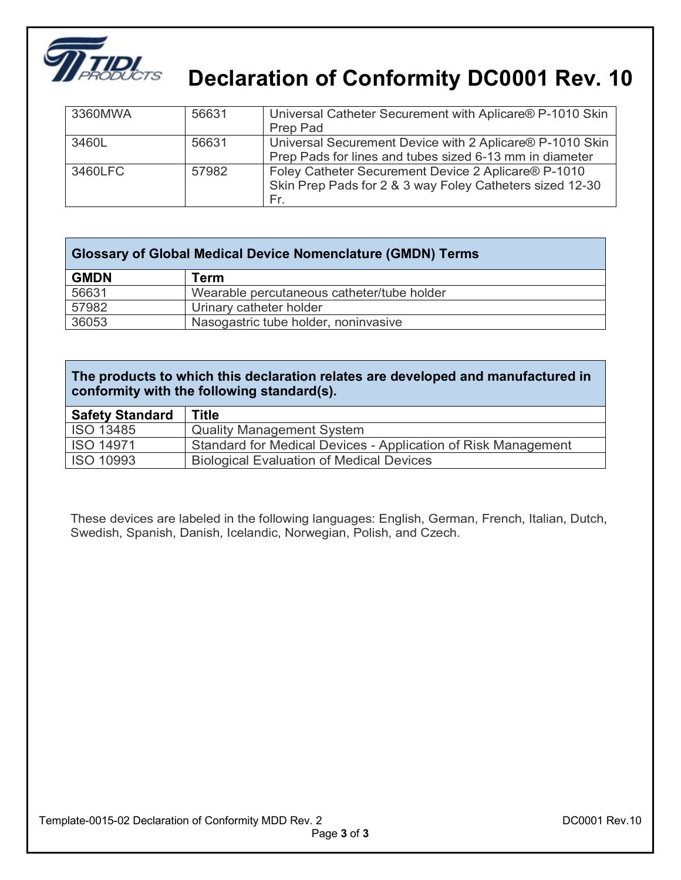| | | |
|---|---|---|
| 3360MWA | 56631 | Universal Catheter Securement with Aplicare® P-1010 Skin Prep Pad |
| 3460L | 56631 | Universal Securement Device with 2 Aplicare® P-1010 Skin Prep Pads for lines and tubes sized 6-13 mm in diameter |
| 3460LFC | 57982 | Foley Catheter Securement Device 2 Aplicare® P-1010 Skin Prep Pads for 2 & 3 way Foley Catheters sized 12-30 Fr. |

**Glossary of Global Medical Device Nomenclature (GMDN) Terms**

| GMDN | Term |
|---|---|
| 56631 | Wearable percutaneous catheter/tube holder |
| 57982 | Urinary catheter holder |
| 36053 | Nasogastric tube holder, noninvasive |

**The products to which this declaration relates are developed and manufactured in conformity with the following standard(s).**

| Safety Standard | Title |
|---|---|
| ISO 13485 | Quality Management System |
| ISO 14971 | Standard for Medical Devices - Application of Risk Management |
| ISO 10993 | Biological Evaluation of Medical Devices |

These devices are labeled in the following languages: English, German, French, Italian, Dutch, Swedish, Spanish, Danish, Icelandic, Norwegian, Polish, and Czech.